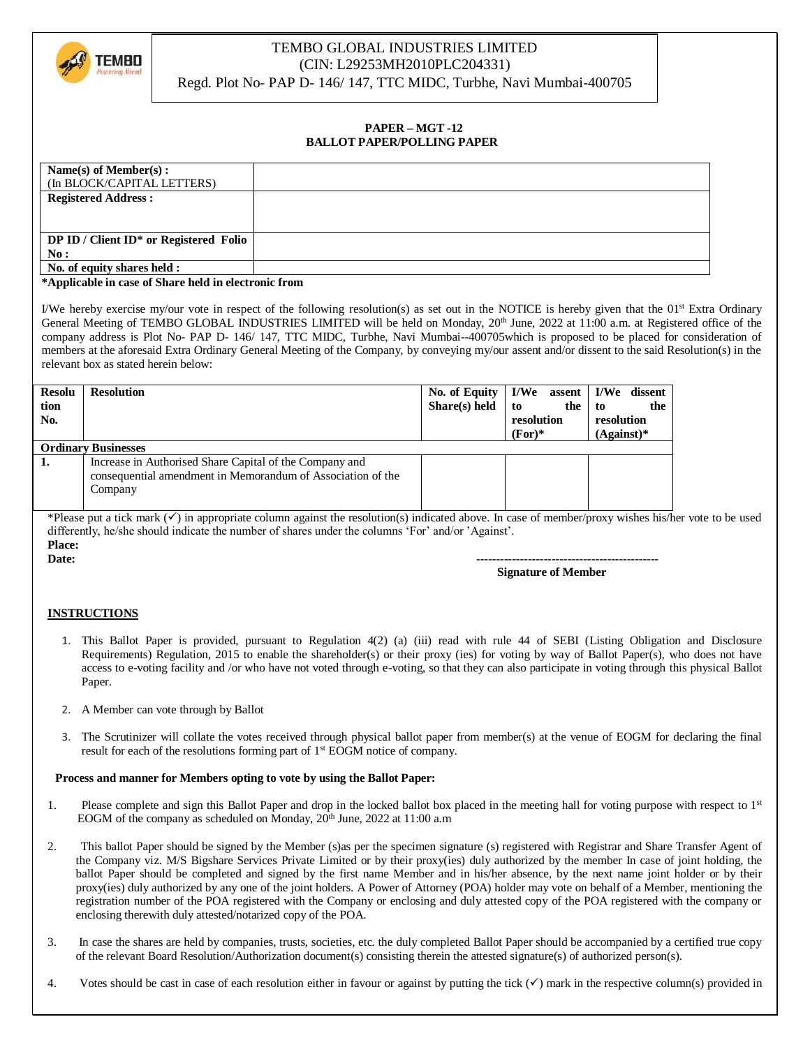# TEMBO GLOBAL INDUSTRIES LIMITED

(CIN: L29253MH2010PLC204331)

Regd. Plot No- PAP D- 146/ 147, TTC MIDC, Turbhe, Navi Mumbai-400705

**PAPER – MGT -12**

**BALLOT PAPER/POLLING PAPER**

| **Name(s) of Member(s) :** (In BLOCK/CAPITAL LETTERS) | |
|---|---|
| **Registered Address :** | |
| **DP ID / Client ID* or Registered Folio No :** | |
| **No. of equity shares held :** | |

**\*Applicable in case of Share held in electronic from**

I/We hereby exercise my/our vote in respect of the following resolution(s) as set out in the NOTICE is hereby given that the 01st Extra Ordinary General Meeting of TEMBO GLOBAL INDUSTRIES LIMITED will be held on Monday, 20th June, 2022 at 11:00 a.m. at Registered office of the company address is Plot No- PAP D- 146/ 147, TTC MIDC, Turbhe, Navi Mumbai--400705which is proposed to be placed for consideration of members at the aforesaid Extra Ordinary General Meeting of the Company, by conveying my/our assent and/or dissent to the said Resolution(s) in the relevant box as stated herein below:

| **Resolution No.** | **Resolution** | **No. of Equity Share(s) held** | **I/We assent to the resolution (For)*** | **I/We dissent to the resolution (Against)*** |
|---|---|---|---|---|
| **Ordinary Businesses** | | | | |
| **1.** | Increase in Authorised Share Capital of the Company and consequential amendment in Memorandum of Association of the Company | | | |

*Please put a tick mark (✓) in appropriate column against the resolution(s) indicated above. In case of member/proxy wishes his/her vote to be used differently, he/she should indicate the number of shares under the columns 'For' and/or 'Against'.

**Place:**

**Date:**

----------------------------------------------

**Signature of Member**

## INSTRUCTIONS

1. This Ballot Paper is provided, pursuant to Regulation 4(2) (a) (iii) read with rule 44 of SEBI (Listing Obligation and Disclosure Requirements) Regulation, 2015 to enable the shareholder(s) or their proxy (ies) for voting by way of Ballot Paper(s), who does not have access to e-voting facility and /or who have not voted through e-voting, so that they can also participate in voting through this physical Ballot Paper.
2. A Member can vote through by Ballot
3. The Scrutinizer will collate the votes received through physical ballot paper from member(s) at the venue of EOGM for declaring the final result for each of the resolutions forming part of 1st EOGM notice of company.

**Process and manner for Members opting to vote by using the Ballot Paper:**

1. Please complete and sign this Ballot Paper and drop in the locked ballot box placed in the meeting hall for voting purpose with respect to 1st EOGM of the company as scheduled on Monday, 20th June, 2022 at 11:00 a.m
2. This ballot Paper should be signed by the Member (s)as per the specimen signature (s) registered with Registrar and Share Transfer Agent of the Company viz. M/S Bigshare Services Private Limited or by their proxy(ies) duly authorized by the member In case of joint holding, the ballot Paper should be completed and signed by the first name Member and in his/her absence, by the next name joint holder or by their proxy(ies) duly authorized by any one of the joint holders. A Power of Attorney (POA) holder may vote on behalf of a Member, mentioning the registration number of the POA registered with the Company or enclosing and duly attested copy of the POA registered with the company or enclosing therewith duly attested/notarized copy of the POA.
3. In case the shares are held by companies, trusts, societies, etc. the duly completed Ballot Paper should be accompanied by a certified true copy of the relevant Board Resolution/Authorization document(s) consisting therein the attested signature(s) of authorized person(s).
4. Votes should be cast in case of each resolution either in favour or against by putting the tick (✓) mark in the respective column(s) provided in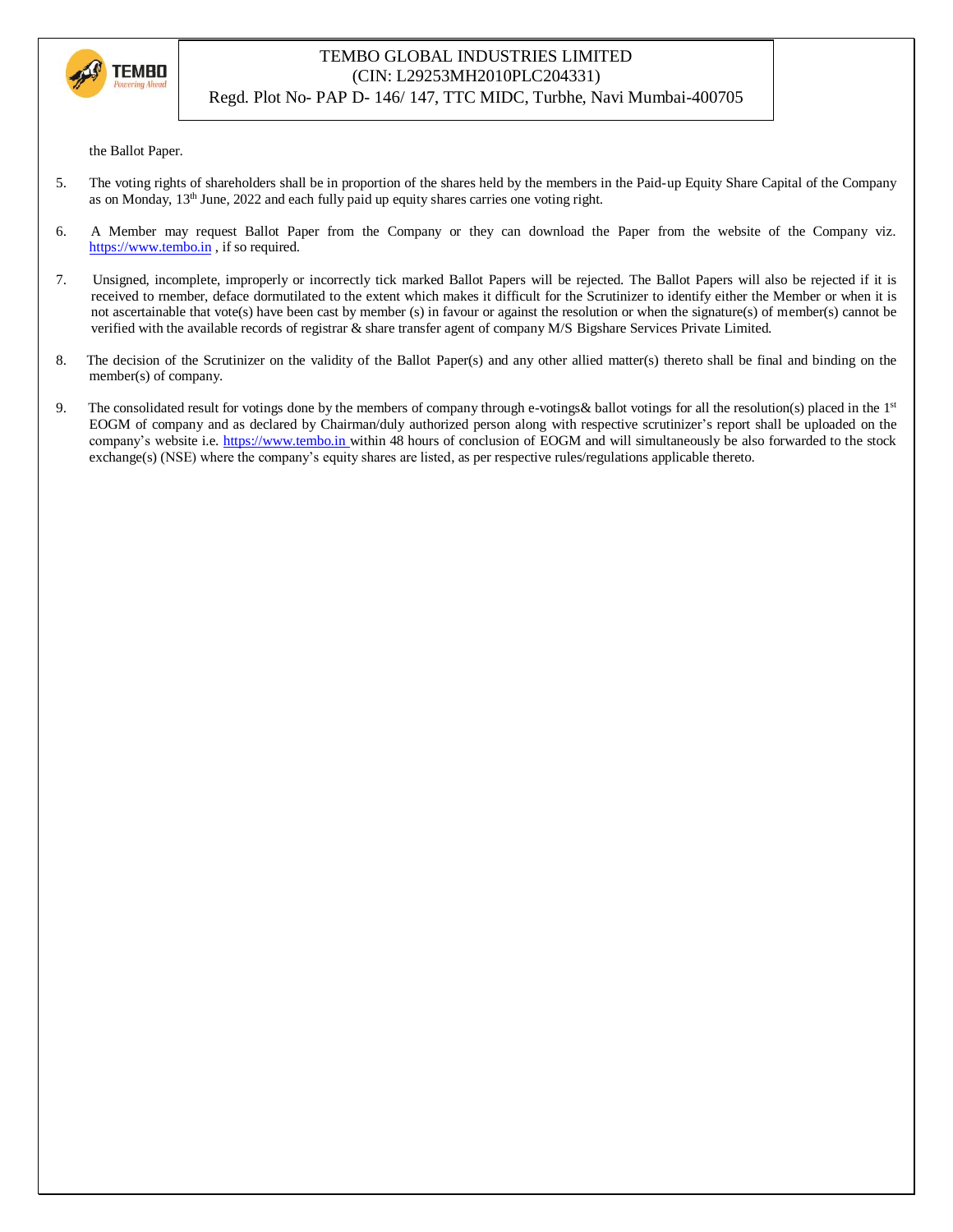the Ballot Paper.

5. The voting rights of shareholders shall be in proportion of the shares held by the members in the Paid-up Equity Share Capital of the Company as on Monday, 13th June, 2022 and each fully paid up equity shares carries one voting right.

6. A Member may request Ballot Paper from the Company or they can download the Paper from the website of the Company viz. https://www.tembo.in , if so required.

7. Unsigned, incomplete, improperly or incorrectly tick marked Ballot Papers will be rejected. The Ballot Papers will also be rejected if it is received to rnember, deface dormutilated to the extent which makes it difficult for the Scrutinizer to identify either the Member or when it is not ascertainable that vote(s) have been cast by member (s) in favour or against the resolution or when the signature(s) of member(s) cannot be verified with the available records of registrar & share transfer agent of company M/S Bigshare Services Private Limited.

8. The decision of the Scrutinizer on the validity of the Ballot Paper(s) and any other allied matter(s) thereto shall be final and binding on the member(s) of company.

9. The consolidated result for votings done by the members of company through e-votings& ballot votings for all the resolution(s) placed in the 1st EOGM of company and as declared by Chairman/duly authorized person along with respective scrutinizer's report shall be uploaded on the company's website i.e. https://www.tembo.in within 48 hours of conclusion of EOGM and will simultaneously be also forwarded to the stock exchange(s) (NSE) where the company's equity shares are listed, as per respective rules/regulations applicable thereto.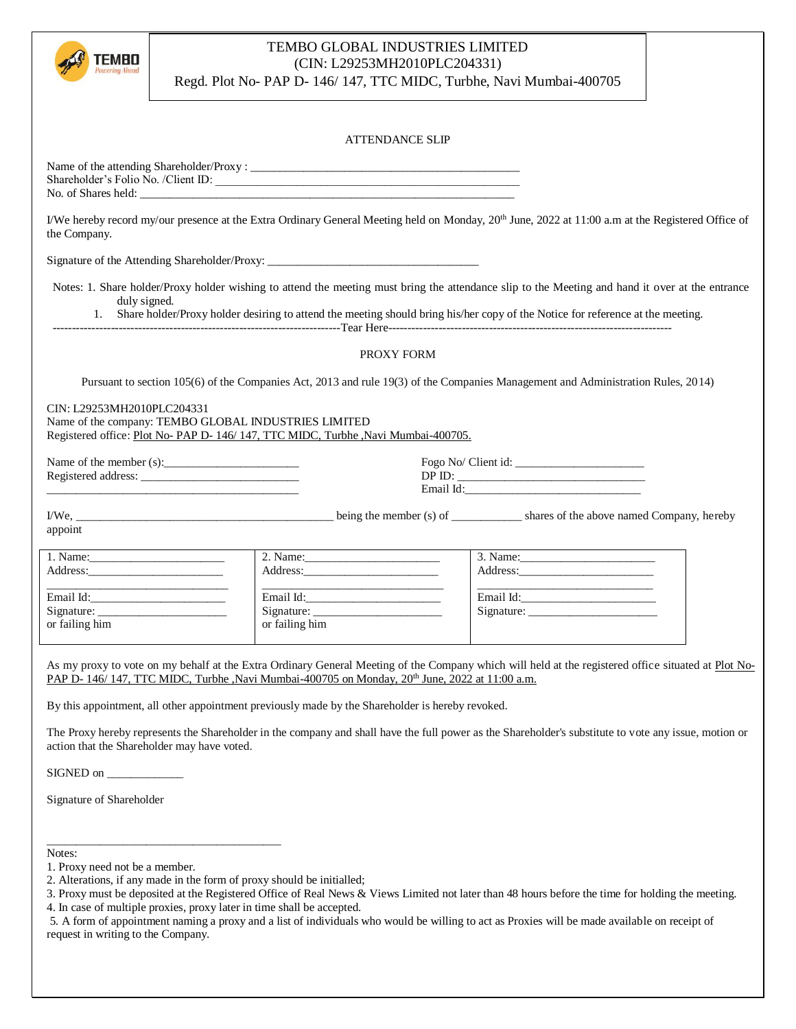TEMBO GLOBAL INDUSTRIES LIMITED
(CIN: L29253MH2010PLC204331)
Regd. Plot No- PAP D- 146/ 147, TTC MIDC, Turbhe, Navi Mumbai-400705

## ATTENDANCE SLIP

Name of the attending Shareholder/Proxy : _______________________________________________

Shareholder's Folio No. /Client ID: _______________________________________________________

No. of Shares held: ________________________________________________________________

I/We hereby record my/our presence at the Extra Ordinary General Meeting held on Monday, 20th June, 2022 at 11:00 a.m at the Registered Office of the Company.

Signature of the Attending Shareholder/Proxy: ____________________________________

Notes: 1. Share holder/Proxy holder wishing to attend the meeting must bring the attendance slip to the Meeting and hand it over at the entrance duly signed.

1. Share holder/Proxy holder desiring to attend the meeting should bring his/her copy of the Notice for reference at the meeting.

------------------------------------------------------------------------Tear Here------------------------------------------------------------------------

## PROXY FORM

Pursuant to section 105(6) of the Companies Act, 2013 and rule 19(3) of the Companies Management and Administration Rules, 2014)

CIN: L29253MH2010PLC204331
Name of the company: TEMBO GLOBAL INDUSTRIES LIMITED
Registered office: Plot No- PAP D- 146/ 147, TTC MIDC, Turbhe ,Navi Mumbai-400705.

Name of the member (s):_______________________
Registered address: __________________________
____________________________________________

Fogo No/ Client id: ______________________
DP ID: _________________________________
Email Id:______________________________

I/We, _____________________________________________ being the member (s) of ____________ shares of the above named Company, hereby appoint

| | | |
|---|---|---|
| 1. Name:_______________________<br>Address:_______________________<br>___________________________<br>Email Id:_______________________<br>Signature: ______________________<br>or failing him | 2. Name:_______________________<br>Address:_______________________<br>___________________________<br>Email Id:_______________________<br>Signature: ______________________<br>or failing him | 3. Name:_______________________<br>Address:_______________________<br>___________________________<br>Email Id:_______________________<br>Signature: ______________________ |

As my proxy to vote on my behalf at the Extra Ordinary General Meeting of the Company which will held at the registered office situated at Plot No- PAP D- 146/ 147, TTC MIDC, Turbhe ,Navi Mumbai-400705 on Monday, 20th June, 2022 at 11:00 a.m.

By this appointment, all other appointment previously made by the Shareholder is hereby revoked.

The Proxy hereby represents the Shareholder in the company and shall have the full power as the Shareholder's substitute to vote any issue, motion or action that the Shareholder may have voted.

SIGNED on _____________

Signature of Shareholder

_________________________________________

Notes:

1. Proxy need not be a member.
2. Alterations, if any made in the form of proxy should be initialled;
3. Proxy must be deposited at the Registered Office of Real News & Views Limited not later than 48 hours before the time for holding the meeting.
4. In case of multiple proxies, proxy later in time shall be accepted.
5. A form of appointment naming a proxy and a list of individuals who would be willing to act as Proxies will be made available on receipt of request in writing to the Company.